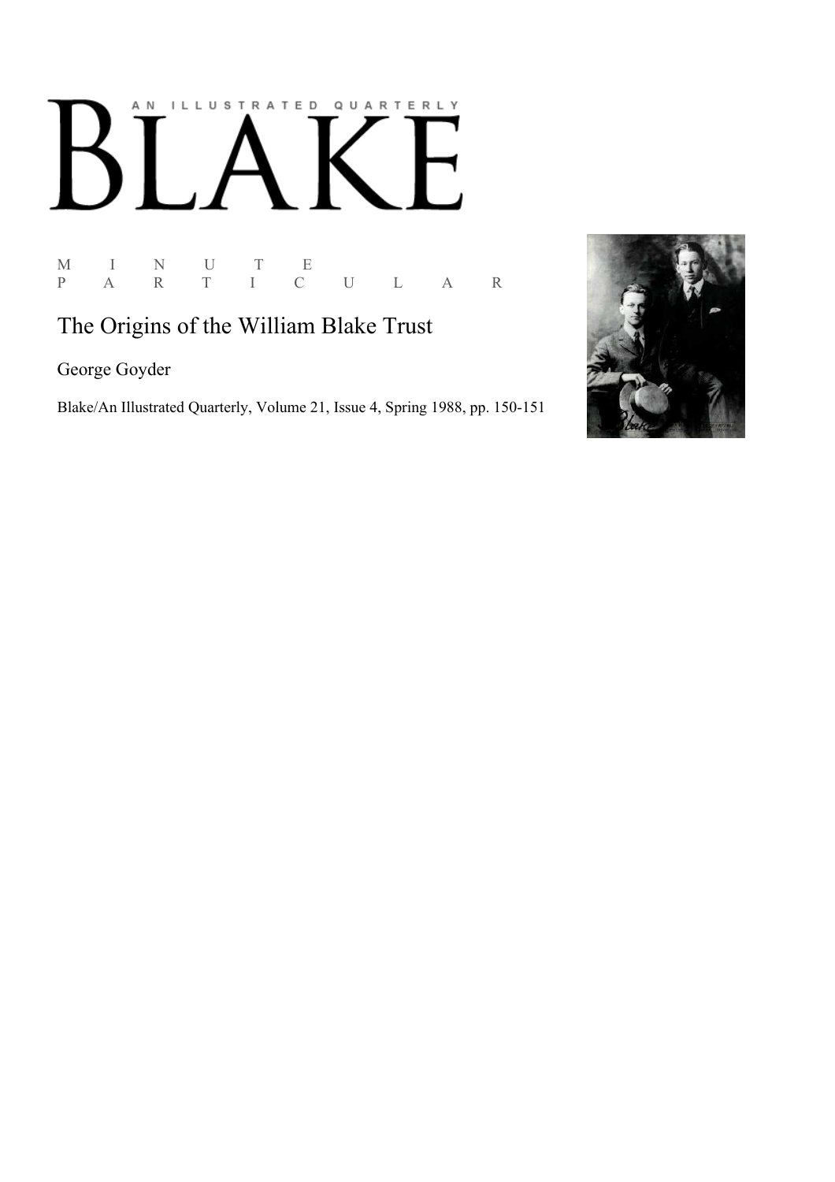AN ILLUSTRATED QUARTERLY

# BLAKE

M I N U T E
P A R T I C U L A R

## The Origins of the William Blake Trust

George Goyder

Blake/An Illustrated Quarterly, Volume 21, Issue 4, Spring 1988, pp. 150-151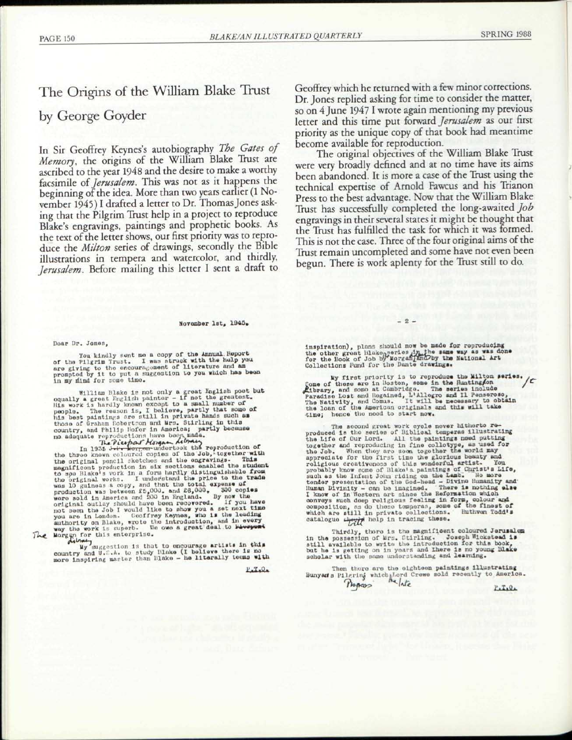# The Origins of the William Blake Trust

## by George Goyder

In Sir Geoffrey Keynes's autobiography *The Gates of Memory*, the origins of the William Blake Trust are ascribed to the year 1948 and the desire to make a worthy facsimile of *Jerusalem*. This was not as it happens the beginning of the idea. More than two years earlier (1 November 1945) I drafted a letter to Dr. Thomas Jones asking that the Pilgrim Trust help in a project to reproduce Blake's engravings, paintings and prophetic books. As the text of the letter shows, our first priority was to reproduce the *Milton* series of drawings, secondly the Bible illustrations in tempera and watercolor, and thirdly, *Jerusalem*. Before mailing this letter I sent a draft to Geoffrey which he returned with a few minor corrections. Dr. Jones replied asking for time to consider the matter, so on 4 June 1947 I wrote again mentioning my previous letter and this time put forward *Jerusalem* as our first priority as the unique copy of that book had meantime become available for reproduction.

The original objectives of the William Blake Trust were very broadly defined and at no time have its aims been abandoned. It is more a case of the Trust using the technical expertise of Arnold Fawcus and his Trianon Press to the best advantage. Now that the William Blake Trust has successfully completed the long-awaited *Job* engravings in their several states it might be thought that the Trust has fulfilled the task for which it was formed. This is not the case. Three of the four original aims of the Trust remain uncompleted and some have not even been begun. There is work aplenty for the Trust still to do.

November 1st, 1945.

Dear Dr. Jones,

You kindly sent me a copy of the Annual Report of the Pilgrim Trust. I was struck with the help you are giving to the encouragement of literature and am prompted by it to put a suggestion to you which has been in my mind for some time.

William Blake is not only a great English poet but equally a great English painter - if not the greatest. His work is hardly known except to a small number of people. The reason is, I believe, partly that some of his best paintings are still in private hands such as those of Graham Robertson and Mrs. Stirling in this country, and Philip Hofer in America; partly because no adequate reproductions have been made.

In 1935 ~~J. P. Morgan~~ The Pierpont Morgan Library undertook the reproduction of the three known coloured copies of the Job, together with the original pencil sketches and the engravings. This magnificent production in six sections enabled the student to see Blake's work in a form hardly distinguishable from the original works. I understand the price to the trade was 10 guineas a copy, and that the total expense of production was between £5,000. and £8,000. 300 copies were sold in America and 200 in England. By now the original outlay should have been recovered. If you have not seen the Job I would like to show you a set next time you are in London. Geoffrey Keynes, who is the leading authority on Blake, wrote the introduction, and in every way the work is superb. We owe a great deal to ~~Pierpont~~ The Morgan Library for this enterprise.

My suggestion is that to encourage artists in this country and U.S.A. to study Blake (I believe there is no more inspiring master than Blake - he literally teems with

P.T.O.

– 2 –

inspiration), plans should now be made for reproducing the other great Blake series in the same way as was done for the Book of Job by Morgan, and by the National Art Collections Fund for the Dante drawings.

My first priority is to reproduce the Milton series. Some of these are in Boston, some in the Huntington Library, and some at Cambridge. The series include Paradise Lost and Regained, L'Allegro and Il Penseroso, The Nativity, and Comus. It will be necessary to obtain the loan of the American originals and this will take time; hence the need to start now.

The second great work cycle never hitherto reproduced is the series of Biblical temperas illustrating the Life of Our Lord. All the paintings need putting together and reproducing in fine collotype, as used for the Job. When they are seen together the world may appreciate for the first time the glorious beauty and religious creativeness of this wonderful artist. You probably know some of Blake's paintings of Christ's Life, such as the Infant John riding on the Lamb. No more tender presentation of the God-head - Divine Humanity and Human Divinity - can be imagined. There is nothing else I know of in Western art since the Reformation which conveys such deep religious feeling in form, colour and composition, as do these temperas, some of the finest of which are still in private collections. Ruthven Todd's catalogue ~~should~~ will help in tracing these.

Thirdly, there is the magnificent coloured Jerusalem in the possession of Mrs. Stirling. Joseph Wicksteed is still available to write the introduction for this book, but he is getting on in years and there is no young Blake scholar with the same understanding and learning.

Then there are the eighteen paintings illustrating Bunyan's Pilgrim's Progress which the late Lord Crewe sold recently to America.

P.T.O.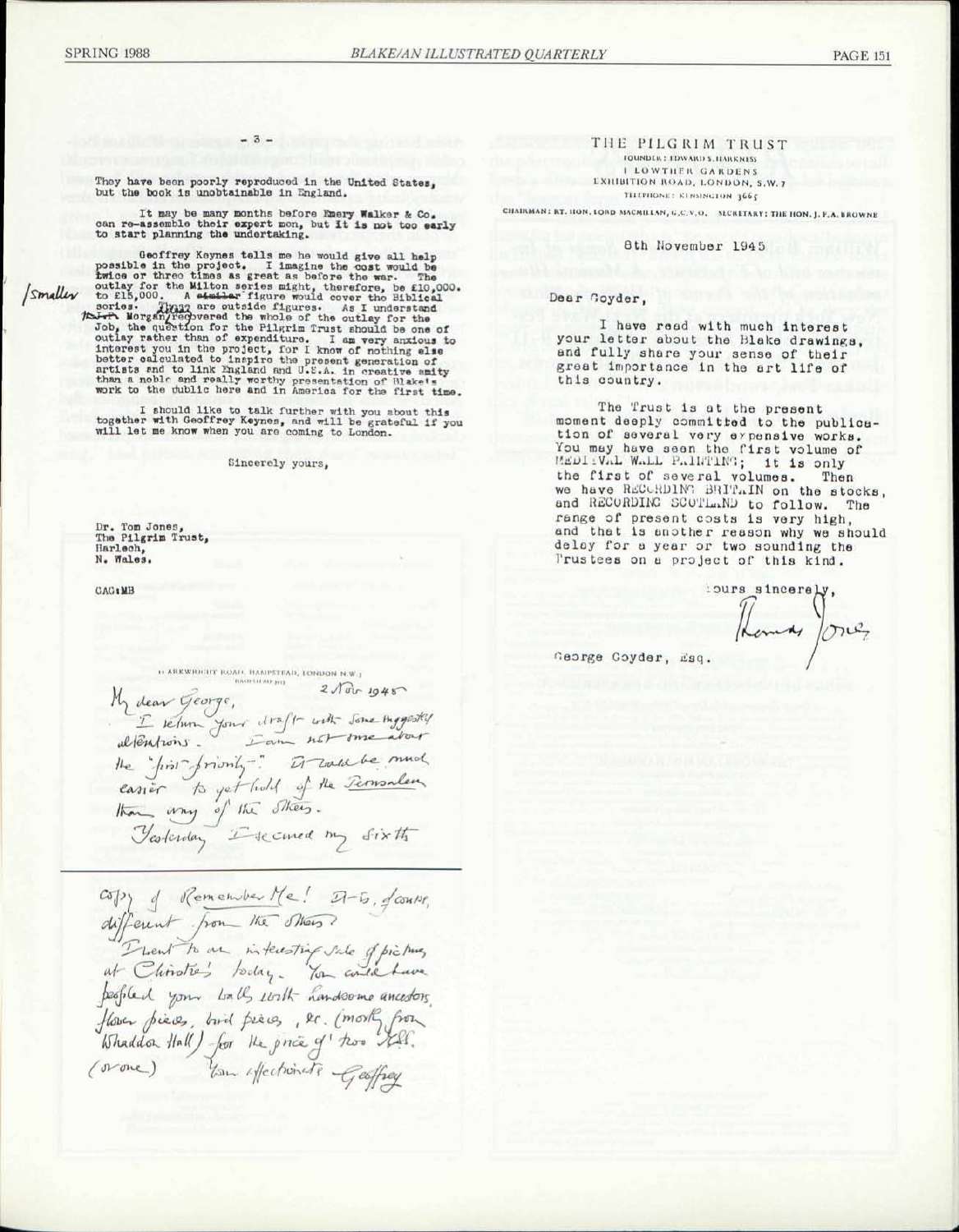- 3 -

They have been poorly reproduced in the United States, but the book is unobtainable in England.

It may be many months before Emery Walker & Co. can re-assemble their expert men, but it is not too early to start planning the undertaking.

Geoffrey Keynes tells me he would give all help possible in the project. I imagine the cost would be twice or three times as great as before the war. The outlay for the Milton series might, therefore, be £10,000. to £15,000. A similar figure would cover the Biblical series. These are outside figures. As I understand Mr. Morgan recovered the whole of the outlay for the Job, the question for the Pilgrim Trust should be one of outlay rather than of expenditure. I am very anxious to interest you in the project, for I know of nothing else better calculated to inspire the present generation of artists and to link England and U.S.A. in creative amity than a noble and really worthy presentation of Blake's work to the public here and in America for the first time.

/Smaller

I should like to talk further with you about this together with Geoffrey Keynes, and will be grateful if you will let me know when you are coming to London.

Sincerely yours,

Dr. Tom Jones,
The Pilgrim Trust,
Harlech,
N. Wales.

CAG:MB

11 ARKWRIGHT ROAD, HAMPSTEAD, LONDON N.W.3
HAMPSTEAD 3131

2 Nov 1945

My dear George,
I return your draft with some suggested alterations. I am not sure about the "first priority." It would be much easier to get hold of the Jerusalem than any of the others.
Yesterday I secured my sixth copy of Remember Me! It is, of course, different from the others?
I went to an interesting sale of pictures at Christie's today. You could have peopled your walls with handsome ancestors, flower pieces, bird pieces, &c. (mostly from Whaddon Hall) for the price of two Ell. (or one)
Your affectionate Geoffrey

THE PILGRIM TRUST
FOUNDER: EDWARD S. HARKNESS
1 LOWTHER GARDENS
EXHIBITION ROAD, LONDON, S.W. 7
TELEPHONE: KENSINGTON 3665

CHAIRMAN: RT. HON. LORD MACMILLAN, G.C.V.O. SECRETARY: THE HON. J. F. A. BROWNE

8th November 1945

Dear Goyder,

I have read with much interest your letter about the Blake drawings, and fully share your sense of their great importance in the art life of this country.

The Trust is at the present moment deeply committed to the publication of several very expensive works. You may have seen the first volume of MEDIEVAL WALL PAINTING; it is only the first of several volumes. Then we have RECORDING BRITAIN on the stocks, and RECORDING SCOTLAND to follow. The range of present costs is very high, and that is another reason why we should delay for a year or two sounding the Trustees on a project of this kind.

Yours sincerely,

Thomas Jones

George Goyder, Esq.